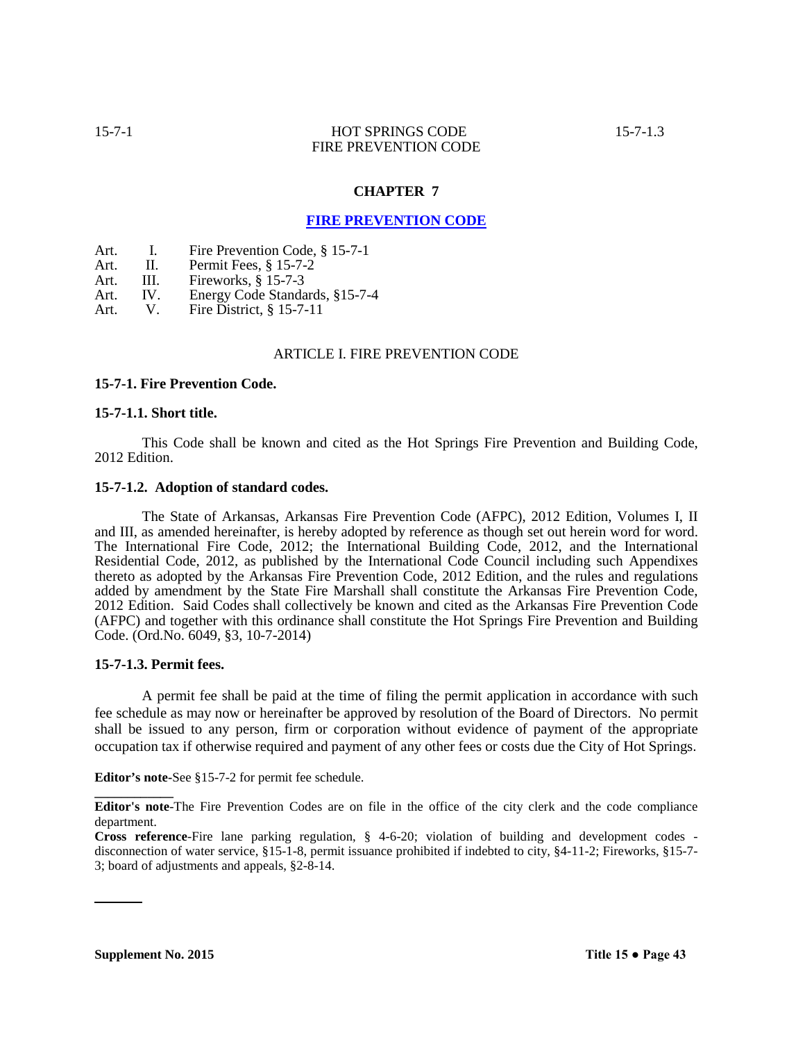# CHAPTER 7

## FIRE PREVENTION CODE

Art. I. Fire Prevention Code, § 15-7-1
Art. II. Permit Fees, § 15-7-2
Art. III. Fireworks, § 15-7-3
Art. IV. Energy Code Standards, §15-7-4
Art. V. Fire District, § 15-7-11

### ARTICLE I. FIRE PREVENTION CODE

**15-7-1. Fire Prevention Code.**

**15-7-1.1. Short title.**

This Code shall be known and cited as the Hot Springs Fire Prevention and Building Code, 2012 Edition.

**15-7-1.2. Adoption of standard codes.**

The State of Arkansas, Arkansas Fire Prevention Code (AFPC), 2012 Edition, Volumes I, II and III, as amended hereinafter, is hereby adopted by reference as though set out herein word for word. The International Fire Code, 2012; the International Building Code, 2012, and the International Residential Code, 2012, as published by the International Code Council including such Appendixes thereto as adopted by the Arkansas Fire Prevention Code, 2012 Edition, and the rules and regulations added by amendment by the State Fire Marshall shall constitute the Arkansas Fire Prevention Code, 2012 Edition. Said Codes shall collectively be known and cited as the Arkansas Fire Prevention Code (AFPC) and together with this ordinance shall constitute the Hot Springs Fire Prevention and Building Code. (Ord.No. 6049, §3, 10-7-2014)

**15-7-1.3. Permit fees.**

A permit fee shall be paid at the time of filing the permit application in accordance with such fee schedule as may now or hereinafter be approved by resolution of the Board of Directors. No permit shall be issued to any person, firm or corporation without evidence of payment of the appropriate occupation tax if otherwise required and payment of any other fees or costs due the City of Hot Springs.

**Editor's note**-See §15-7-2 for permit fee schedule.

---

**Editor's note**-The Fire Prevention Codes are on file in the office of the city clerk and the code compliance department.

**Cross reference**-Fire lane parking regulation, § 4-6-20; violation of building and development codes - disconnection of water service, §15-1-8, permit issuance prohibited if indebted to city, §4-11-2; Fireworks, §15-7-3; board of adjustments and appeals, §2-8-14.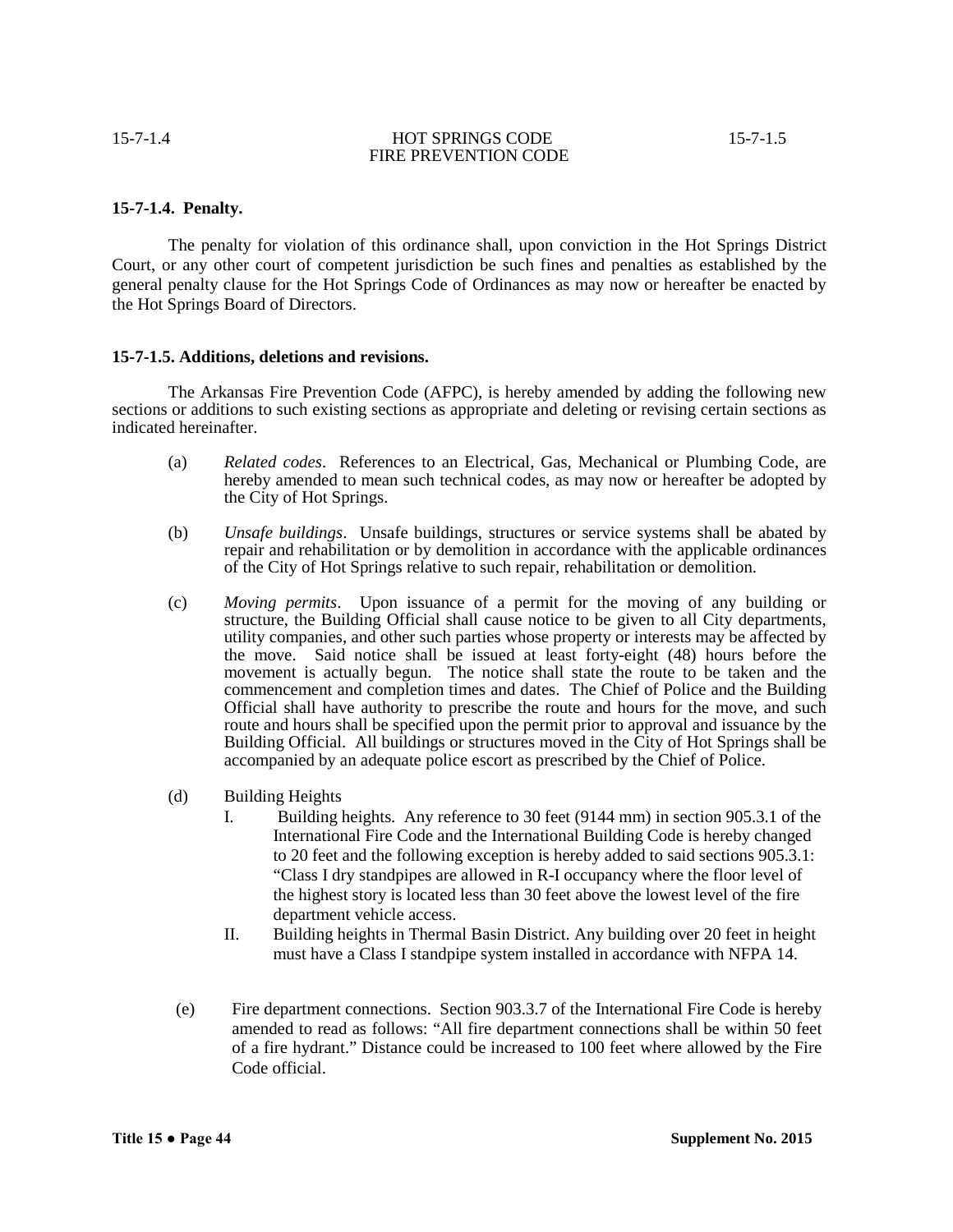**15-7-1.4. Penalty.**

The penalty for violation of this ordinance shall, upon conviction in the Hot Springs District Court, or any other court of competent jurisdiction be such fines and penalties as established by the general penalty clause for the Hot Springs Code of Ordinances as may now or hereafter be enacted by the Hot Springs Board of Directors.

**15-7-1.5. Additions, deletions and revisions.**

The Arkansas Fire Prevention Code (AFPC), is hereby amended by adding the following new sections or additions to such existing sections as appropriate and deleting or revising certain sections as indicated hereinafter.

(a) *Related codes*. References to an Electrical, Gas, Mechanical or Plumbing Code, are hereby amended to mean such technical codes, as may now or hereafter be adopted by the City of Hot Springs.

(b) *Unsafe buildings*. Unsafe buildings, structures or service systems shall be abated by repair and rehabilitation or by demolition in accordance with the applicable ordinances of the City of Hot Springs relative to such repair, rehabilitation or demolition.

(c) *Moving permits*. Upon issuance of a permit for the moving of any building or structure, the Building Official shall cause notice to be given to all City departments, utility companies, and other such parties whose property or interests may be affected by the move. Said notice shall be issued at least forty-eight (48) hours before the movement is actually begun. The notice shall state the route to be taken and the commencement and completion times and dates. The Chief of Police and the Building Official shall have authority to prescribe the route and hours for the move, and such route and hours shall be specified upon the permit prior to approval and issuance by the Building Official. All buildings or structures moved in the City of Hot Springs shall be accompanied by an adequate police escort as prescribed by the Chief of Police.

(d) Building Heights

I. Building heights. Any reference to 30 feet (9144 mm) in section 905.3.1 of the International Fire Code and the International Building Code is hereby changed to 20 feet and the following exception is hereby added to said sections 905.3.1: "Class I dry standpipes are allowed in R-I occupancy where the floor level of the highest story is located less than 30 feet above the lowest level of the fire department vehicle access.

II. Building heights in Thermal Basin District. Any building over 20 feet in height must have a Class I standpipe system installed in accordance with NFPA 14.

(e) Fire department connections. Section 903.3.7 of the International Fire Code is hereby amended to read as follows: "All fire department connections shall be within 50 feet of a fire hydrant." Distance could be increased to 100 feet where allowed by the Fire Code official.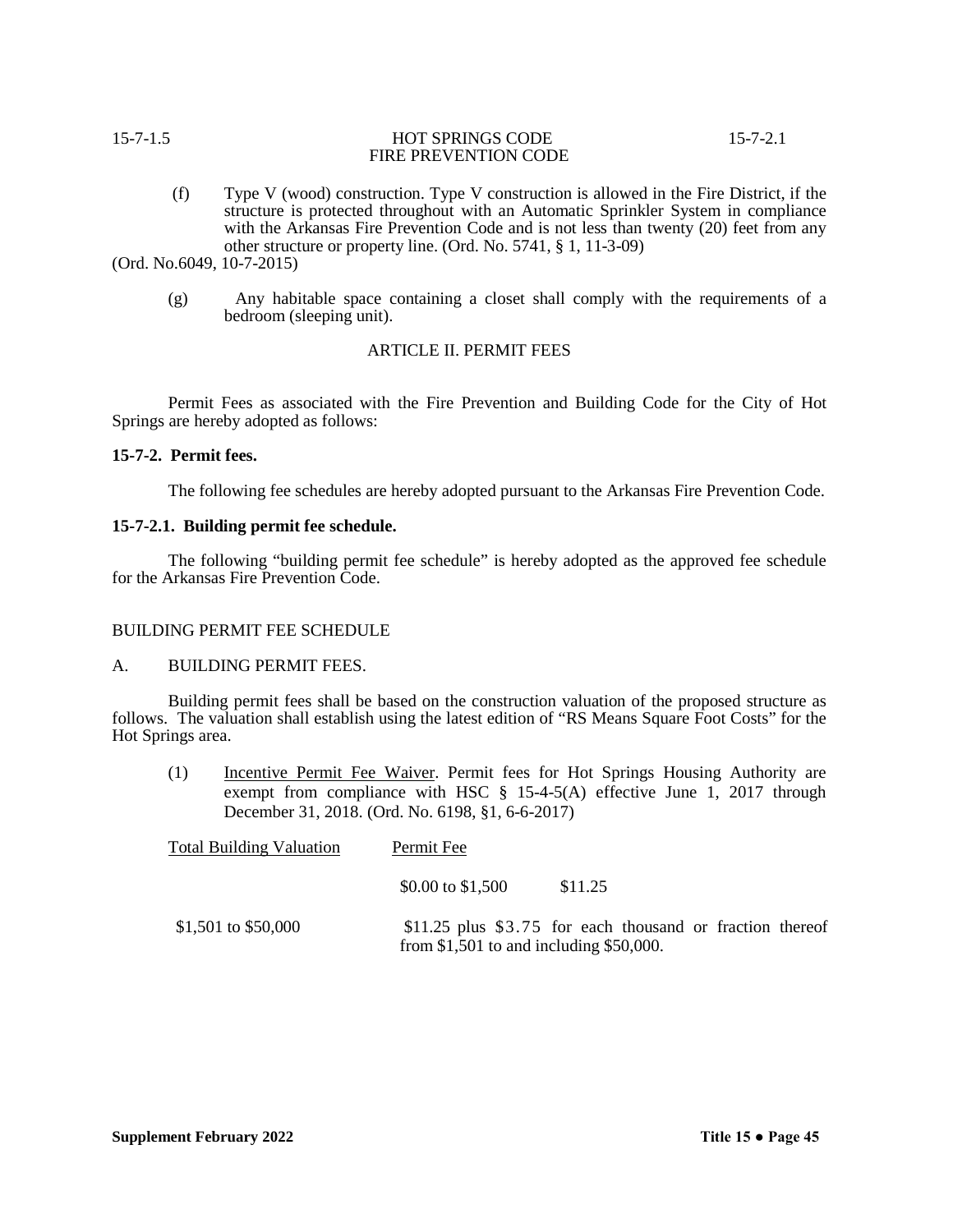(f) Type V (wood) construction. Type V construction is allowed in the Fire District, if the structure is protected throughout with an Automatic Sprinkler System in compliance with the Arkansas Fire Prevention Code and is not less than twenty (20) feet from any other structure or property line. (Ord. No. 5741, § 1, 11-3-09)

(Ord. No.6049, 10-7-2015)

(g) Any habitable space containing a closet shall comply with the requirements of a bedroom (sleeping unit).

## ARTICLE II. PERMIT FEES

Permit Fees as associated with the Fire Prevention and Building Code for the City of Hot Springs are hereby adopted as follows:

**15-7-2. Permit fees.**

The following fee schedules are hereby adopted pursuant to the Arkansas Fire Prevention Code.

**15-7-2.1. Building permit fee schedule.**

The following "building permit fee schedule" is hereby adopted as the approved fee schedule for the Arkansas Fire Prevention Code.

BUILDING PERMIT FEE SCHEDULE

A. BUILDING PERMIT FEES.

Building permit fees shall be based on the construction valuation of the proposed structure as follows. The valuation shall establish using the latest edition of "RS Means Square Foot Costs" for the Hot Springs area.

(1) Incentive Permit Fee Waiver. Permit fees for Hot Springs Housing Authority are exempt from compliance with HSC § 15-4-5(A) effective June 1, 2017 through December 31, 2018. (Ord. No. 6198, §1, 6-6-2017)

| Total Building Valuation | Permit Fee |
|---|---|
| $0.00 to $1,500 | $11.25 |
| $1,501 to $50,000 | $11.25 plus $3.75 for each thousand or fraction thereof from $1,501 to and including $50,000. |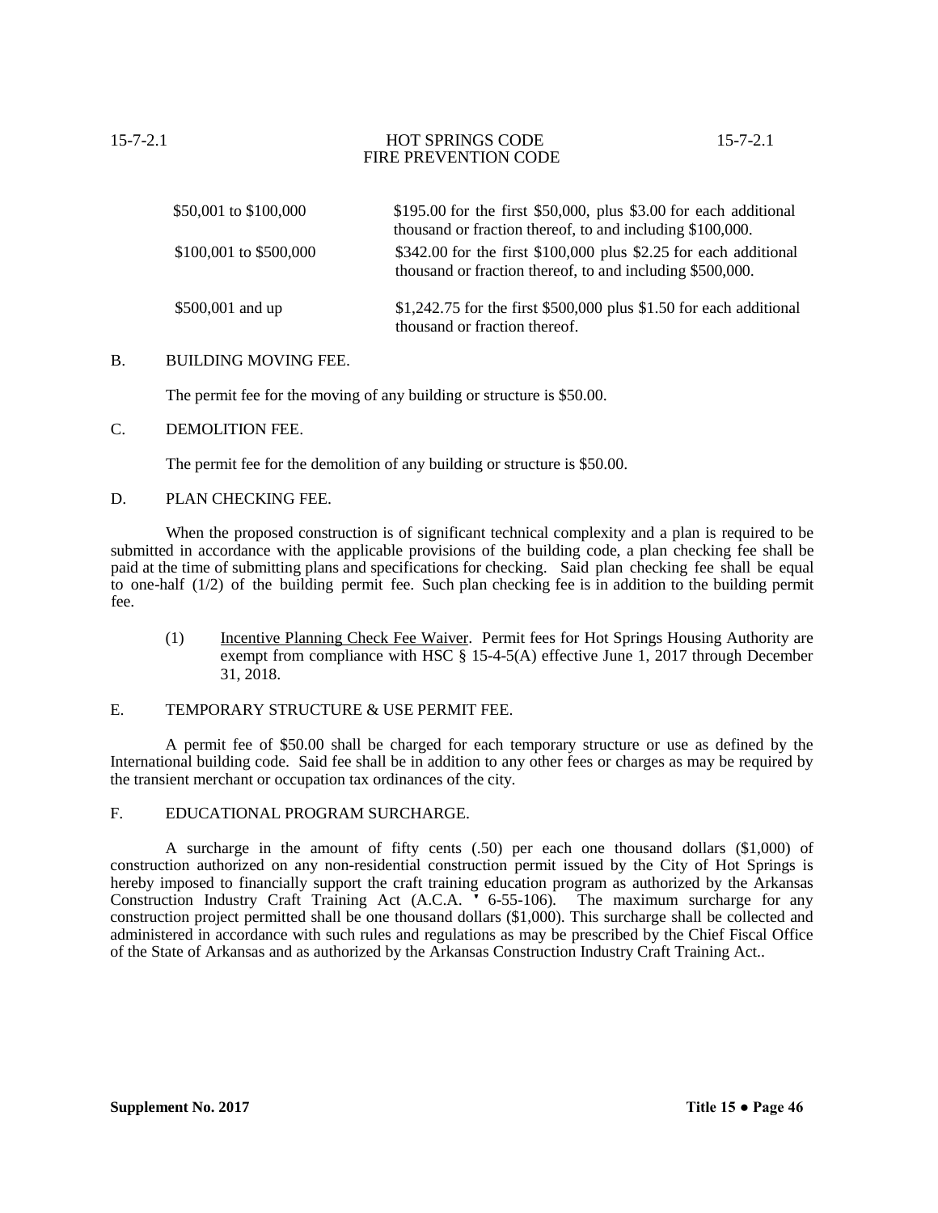| | |
|---|---|
| $50,001 to $100,000 | $195.00 for the first $50,000, plus $3.00 for each additional thousand or fraction thereof, to and including $100,000. |
| $100,001 to $500,000 | $342.00 for the first $100,000 plus $2.25 for each additional thousand or fraction thereof, to and including $500,000. |
| $500,001 and up | $1,242.75 for the first $500,000 plus $1.50 for each additional thousand or fraction thereof. |

B. BUILDING MOVING FEE.

The permit fee for the moving of any building or structure is $50.00.

C. DEMOLITION FEE.

The permit fee for the demolition of any building or structure is $50.00.

D. PLAN CHECKING FEE.

When the proposed construction is of significant technical complexity and a plan is required to be submitted in accordance with the applicable provisions of the building code, a plan checking fee shall be paid at the time of submitting plans and specifications for checking. Said plan checking fee shall be equal to one-half (1/2) of the building permit fee. Such plan checking fee is in addition to the building permit fee.

(1) Incentive Planning Check Fee Waiver. Permit fees for Hot Springs Housing Authority are exempt from compliance with HSC § 15-4-5(A) effective June 1, 2017 through December 31, 2018.

E. TEMPORARY STRUCTURE & USE PERMIT FEE.

A permit fee of $50.00 shall be charged for each temporary structure or use as defined by the International building code. Said fee shall be in addition to any other fees or charges as may be required by the transient merchant or occupation tax ordinances of the city.

F. EDUCATIONAL PROGRAM SURCHARGE.

A surcharge in the amount of fifty cents (.50) per each one thousand dollars ($1,000) of construction authorized on any non-residential construction permit issued by the City of Hot Springs is hereby imposed to financially support the craft training education program as authorized by the Arkansas Construction Industry Craft Training Act (A.C.A. ' 6-55-106). The maximum surcharge for any construction project permitted shall be one thousand dollars ($1,000). This surcharge shall be collected and administered in accordance with such rules and regulations as may be prescribed by the Chief Fiscal Office of the State of Arkansas and as authorized by the Arkansas Construction Industry Craft Training Act..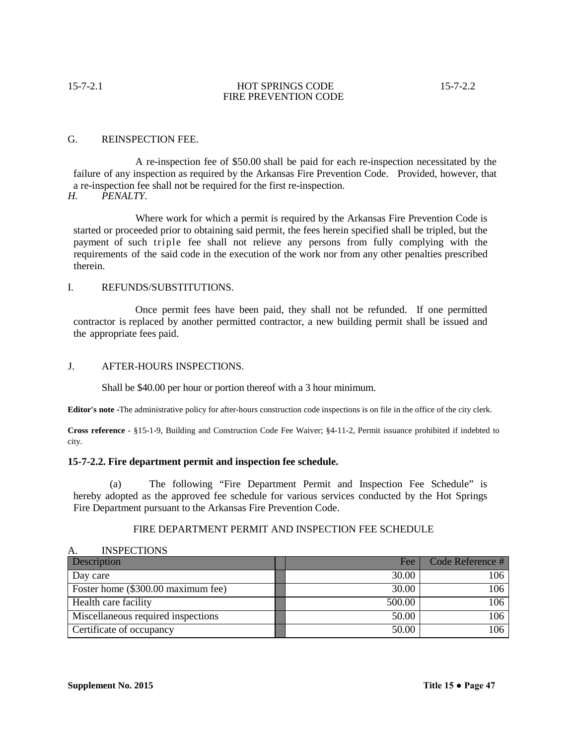G. REINSPECTION FEE.

A re-inspection fee of $50.00 shall be paid for each re-inspection necessitated by the failure of any inspection as required by the Arkansas Fire Prevention Code. Provided, however, that a re-inspection fee shall not be required for the first re-inspection.

*H. PENALTY.*

Where work for which a permit is required by the Arkansas Fire Prevention Code is started or proceeded prior to obtaining said permit, the fees herein specified shall be tripled, but the payment of such triple fee shall not relieve any persons from fully complying with the requirements of the said code in the execution of the work nor from any other penalties prescribed therein.

I. REFUNDS/SUBSTITUTIONS.

Once permit fees have been paid, they shall not be refunded. If one permitted contractor is replaced by another permitted contractor, a new building permit shall be issued and the appropriate fees paid.

J. AFTER-HOURS INSPECTIONS.

Shall be $40.00 per hour or portion thereof with a 3 hour minimum.

**Editor's note** -The administrative policy for after-hours construction code inspections is on file in the office of the city clerk.

**Cross reference** - §15-1-9, Building and Construction Code Fee Waiver; §4-11-2, Permit issuance prohibited if indebted to city.

**15-7-2.2. Fire department permit and inspection fee schedule.**

(a) The following "Fire Department Permit and Inspection Fee Schedule" is hereby adopted as the approved fee schedule for various services conducted by the Hot Springs Fire Department pursuant to the Arkansas Fire Prevention Code.

FIRE DEPARTMENT PERMIT AND INSPECTION FEE SCHEDULE

A. INSPECTIONS

| Description | Fee | Code Reference # |
|---|---|---|
| Day care | 30.00 | 106 |
| Foster home ($300.00 maximum fee) | 30.00 | 106 |
| Health care facility | 500.00 | 106 |
| Miscellaneous required inspections | 50.00 | 106 |
| Certificate of occupancy | 50.00 | 106 |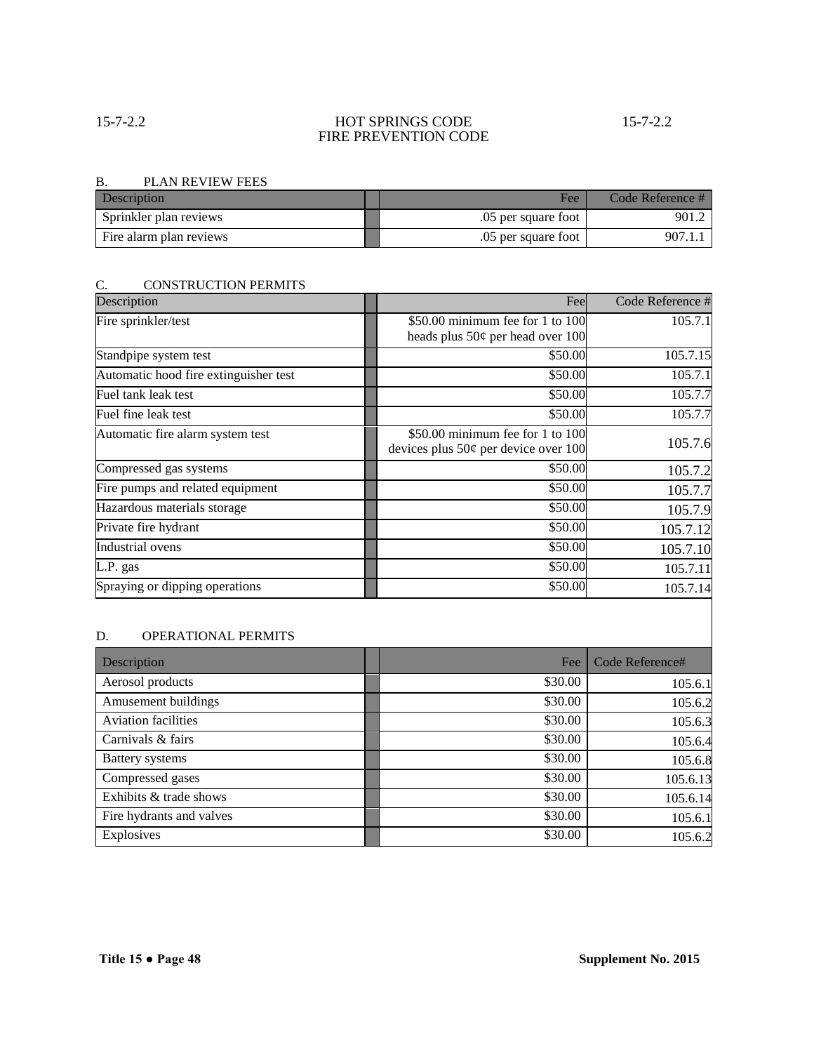B. PLAN REVIEW FEES

| Description | | Fee | Code Reference # |
|---|---|---|---|
| Sprinkler plan reviews | | .05 per square foot | 901.2 |
| Fire alarm plan reviews | | .05 per square foot | 907.1.1 |

C. CONSTRUCTION PERMITS

| Description | | Fee | Code Reference # |
|---|---|---|---|
| Fire sprinkler/test | | \$50.00 minimum fee for 1 to 100 heads plus 50¢ per head over 100 | 105.7.1 |
| Standpipe system test | | \$50.00 | 105.7.15 |
| Automatic hood fire extinguisher test | | \$50.00 | 105.7.1 |
| Fuel tank leak test | | \$50.00 | 105.7.7 |
| Fuel fine leak test | | \$50.00 | 105.7.7 |
| Automatic fire alarm system test | | \$50.00 minimum fee for 1 to 100 devices plus 50¢ per device over 100 | 105.7.6 |
| Compressed gas systems | | \$50.00 | 105.7.2 |
| Fire pumps and related equipment | | \$50.00 | 105.7.7 |
| Hazardous materials storage | | \$50.00 | 105.7.9 |
| Private fire hydrant | | \$50.00 | 105.7.12 |
| Industrial ovens | | \$50.00 | 105.7.10 |
| L.P. gas | | \$50.00 | 105.7.11 |
| Spraying or dipping operations | | \$50.00 | 105.7.14 |

D. OPERATIONAL PERMITS

| Description | | Fee | Code Reference# |
|---|---|---|---|
| Aerosol products | | \$30.00 | 105.6.1 |
| Amusement buildings | | \$30.00 | 105.6.2 |
| Aviation facilities | | \$30.00 | 105.6.3 |
| Carnivals & fairs | | \$30.00 | 105.6.4 |
| Battery systems | | \$30.00 | 105.6.8 |
| Compressed gases | | \$30.00 | 105.6.13 |
| Exhibits & trade shows | | \$30.00 | 105.6.14 |
| Fire hydrants and valves | | \$30.00 | 105.6.1 |
| Explosives | | \$30.00 | 105.6.2 |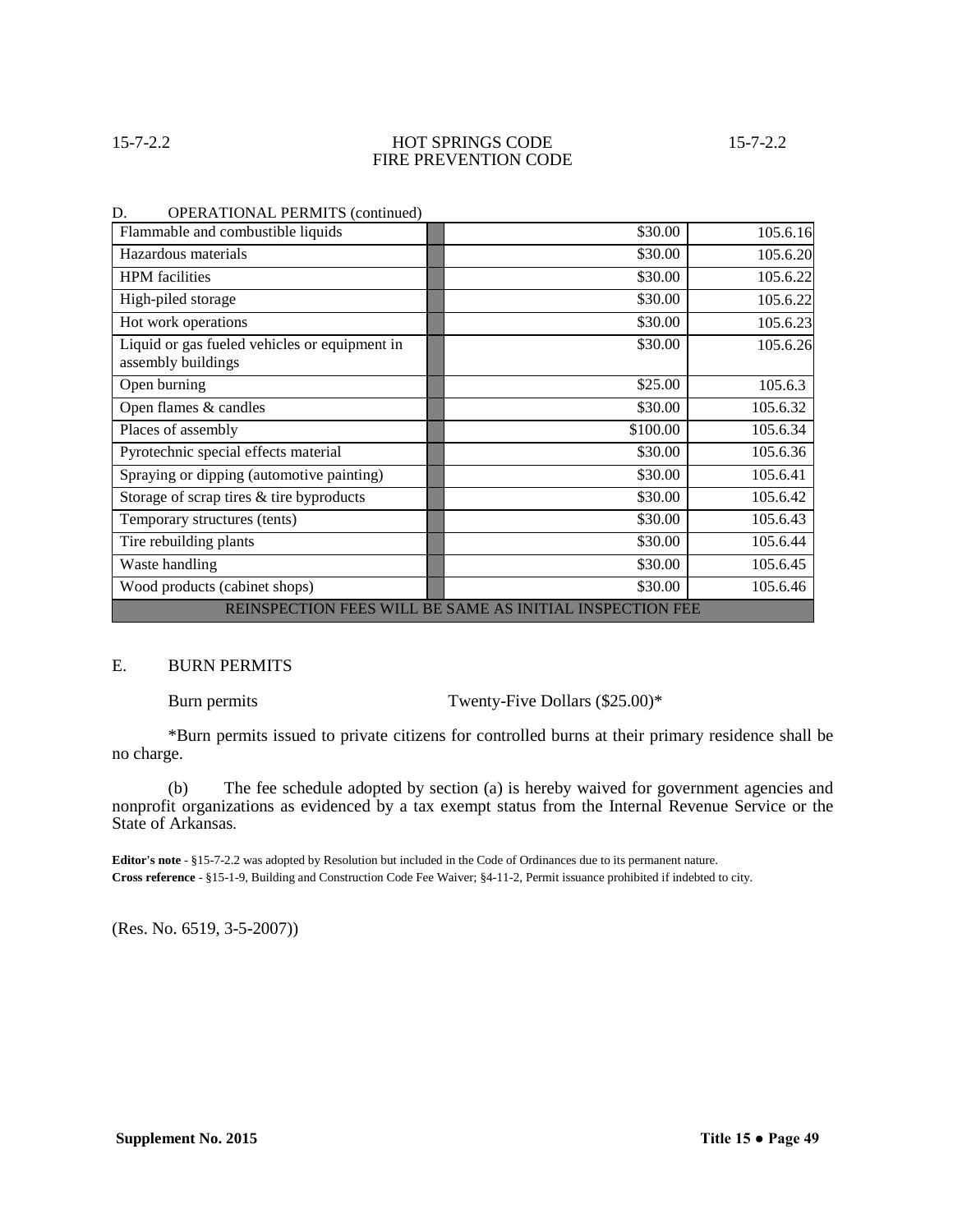D. OPERATIONAL PERMITS (continued)

| | | | |
|---|---|---|---|
| Flammable and combustible liquids | | $30.00 | 105.6.16 |
| Hazardous materials | | $30.00 | 105.6.20 |
| HPM facilities | | $30.00 | 105.6.22 |
| High-piled storage | | $30.00 | 105.6.22 |
| Hot work operations | | $30.00 | 105.6.23 |
| Liquid or gas fueled vehicles or equipment in assembly buildings | | $30.00 | 105.6.26 |
| Open burning | | $25.00 | 105.6.3 |
| Open flames & candles | | $30.00 | 105.6.32 |
| Places of assembly | | $100.00 | 105.6.34 |
| Pyrotechnic special effects material | | $30.00 | 105.6.36 |
| Spraying or dipping (automotive painting) | | $30.00 | 105.6.41 |
| Storage of scrap tires & tire byproducts | | $30.00 | 105.6.42 |
| Temporary structures (tents) | | $30.00 | 105.6.43 |
| Tire rebuilding plants | | $30.00 | 105.6.44 |
| Waste handling | | $30.00 | 105.6.45 |
| Wood products (cabinet shops) | | $30.00 | 105.6.46 |
| REINSPECTION FEES WILL BE SAME AS INITIAL INSPECTION FEE | | | |

E. BURN PERMITS

Burn permits Twenty-Five Dollars ($25.00)*

*Burn permits issued to private citizens for controlled burns at their primary residence shall be no charge.

(b) The fee schedule adopted by section (a) is hereby waived for government agencies and nonprofit organizations as evidenced by a tax exempt status from the Internal Revenue Service or the State of Arkansas.

**Editor's note** - §15-7-2.2 was adopted by Resolution but included in the Code of Ordinances due to its permanent nature.
**Cross reference** - §15-1-9, Building and Construction Code Fee Waiver; §4-11-2, Permit issuance prohibited if indebted to city.

(Res. No. 6519, 3-5-2007))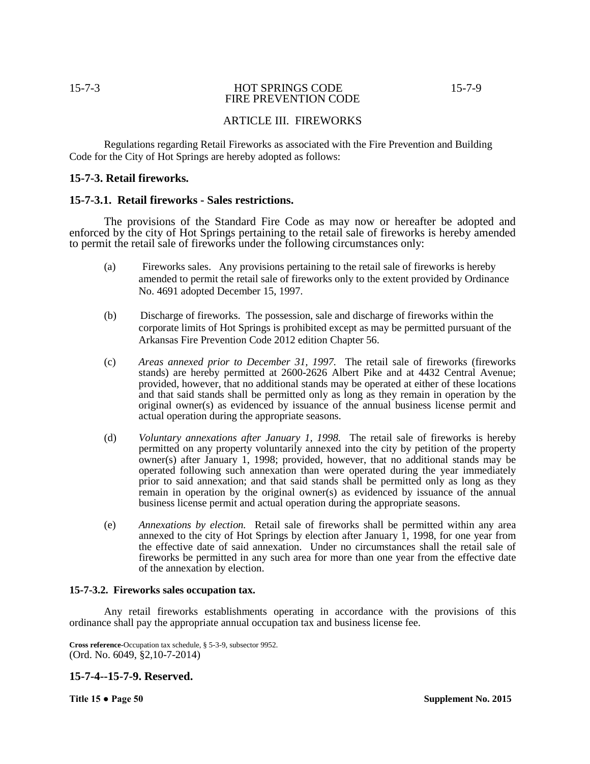## ARTICLE III. FIREWORKS

Regulations regarding Retail Fireworks as associated with the Fire Prevention and Building Code for the City of Hot Springs are hereby adopted as follows:

### 15-7-3. Retail fireworks.

### 15-7-3.1. Retail fireworks - Sales restrictions.

The provisions of the Standard Fire Code as may now or hereafter be adopted and enforced by the city of Hot Springs pertaining to the retail sale of fireworks is hereby amended to permit the retail sale of fireworks under the following circumstances only:

(a) Fireworks sales. Any provisions pertaining to the retail sale of fireworks is hereby amended to permit the retail sale of fireworks only to the extent provided by Ordinance No. 4691 adopted December 15, 1997.

(b) Discharge of fireworks. The possession, sale and discharge of fireworks within the corporate limits of Hot Springs is prohibited except as may be permitted pursuant of the Arkansas Fire Prevention Code 2012 edition Chapter 56.

(c) *Areas annexed prior to December 31, 1997.* The retail sale of fireworks (fireworks stands) are hereby permitted at 2600-2626 Albert Pike and at 4432 Central Avenue; provided, however, that no additional stands may be operated at either of these locations and that said stands shall be permitted only as long as they remain in operation by the original owner(s) as evidenced by issuance of the annual business license permit and actual operation during the appropriate seasons.

(d) *Voluntary annexations after January 1, 1998.* The retail sale of fireworks is hereby permitted on any property voluntarily annexed into the city by petition of the property owner(s) after January 1, 1998; provided, however, that no additional stands may be operated following such annexation than were operated during the year immediately prior to said annexation; and that said stands shall be permitted only as long as they remain in operation by the original owner(s) as evidenced by issuance of the annual business license permit and actual operation during the appropriate seasons.

(e) *Annexations by election.* Retail sale of fireworks shall be permitted within any area annexed to the city of Hot Springs by election after January 1, 1998, for one year from the effective date of said annexation. Under no circumstances shall the retail sale of fireworks be permitted in any such area for more than one year from the effective date of the annexation by election.

#### 15-7-3.2. Fireworks sales occupation tax.

Any retail fireworks establishments operating in accordance with the provisions of this ordinance shall pay the appropriate annual occupation tax and business license fee.

**Cross reference**-Occupation tax schedule, § 5-3-9, subsector 9952.
(Ord. No. 6049, §2,10-7-2014)

### 15-7-4--15-7-9. Reserved.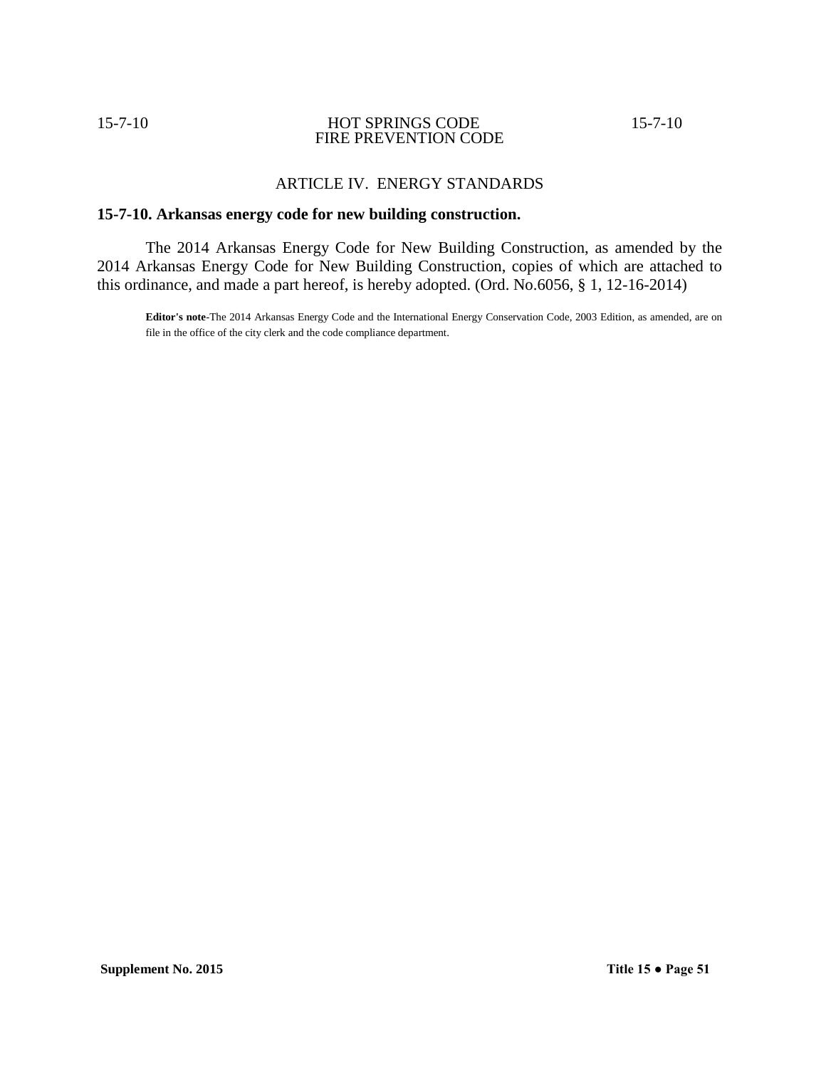## ARTICLE IV. ENERGY STANDARDS

### 15-7-10. Arkansas energy code for new building construction.

The 2014 Arkansas Energy Code for New Building Construction, as amended by the 2014 Arkansas Energy Code for New Building Construction, copies of which are attached to this ordinance, and made a part hereof, is hereby adopted. (Ord. No.6056, § 1, 12-16-2014)

**Editor's note**-The 2014 Arkansas Energy Code and the International Energy Conservation Code, 2003 Edition, as amended, are on file in the office of the city clerk and the code compliance department.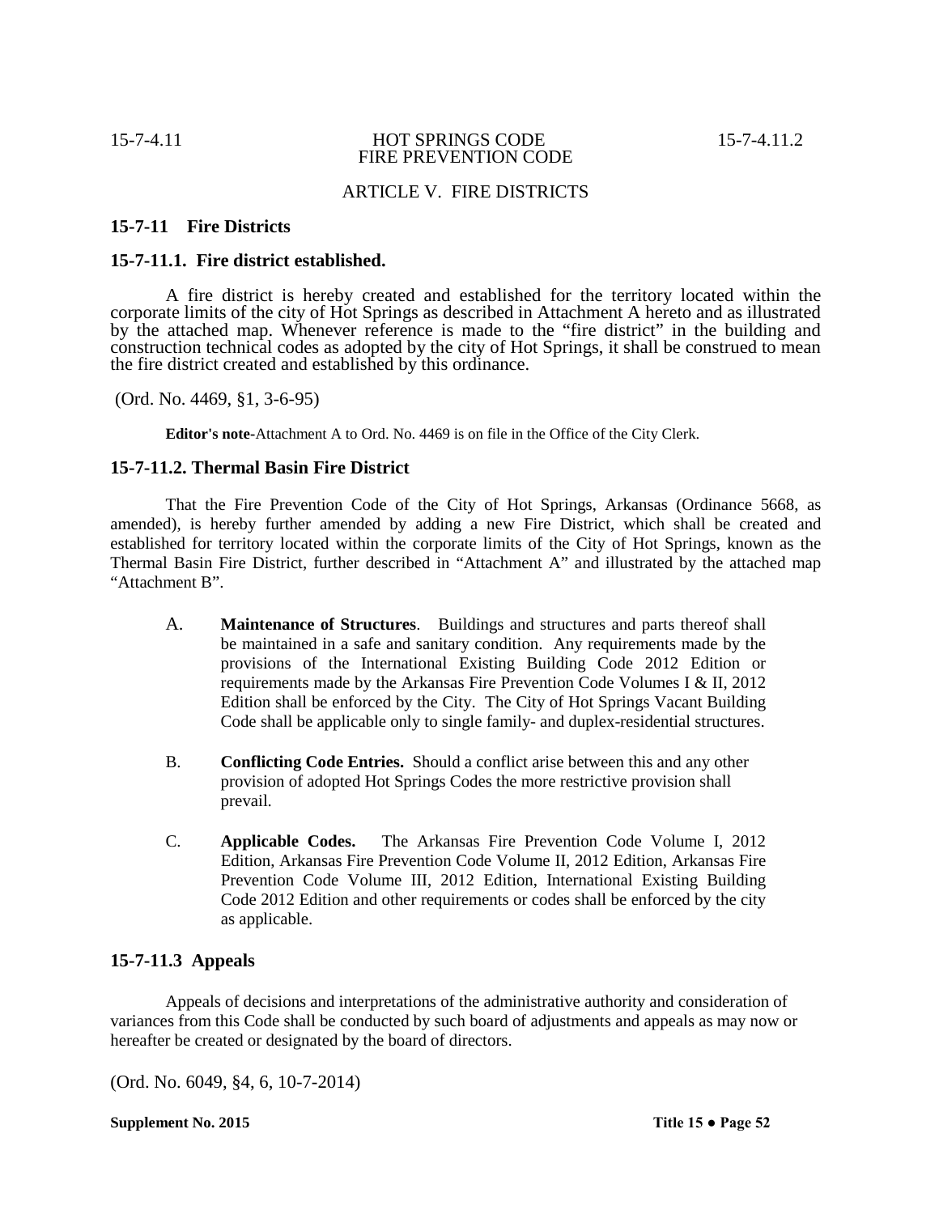## ARTICLE V. FIRE DISTRICTS

### 15-7-11 Fire Districts

### 15-7-11.1. Fire district established.

A fire district is hereby created and established for the territory located within the corporate limits of the city of Hot Springs as described in Attachment A hereto and as illustrated by the attached map. Whenever reference is made to the "fire district" in the building and construction technical codes as adopted by the city of Hot Springs, it shall be construed to mean the fire district created and established by this ordinance.

(Ord. No. 4469, §1, 3-6-95)

**Editor's note**-Attachment A to Ord. No. 4469 is on file in the Office of the City Clerk.

### 15-7-11.2. Thermal Basin Fire District

That the Fire Prevention Code of the City of Hot Springs, Arkansas (Ordinance 5668, as amended), is hereby further amended by adding a new Fire District, which shall be created and established for territory located within the corporate limits of the City of Hot Springs, known as the Thermal Basin Fire District, further described in "Attachment A" and illustrated by the attached map "Attachment B".

A. **Maintenance of Structures**. Buildings and structures and parts thereof shall be maintained in a safe and sanitary condition. Any requirements made by the provisions of the International Existing Building Code 2012 Edition or requirements made by the Arkansas Fire Prevention Code Volumes I & II, 2012 Edition shall be enforced by the City. The City of Hot Springs Vacant Building Code shall be applicable only to single family- and duplex-residential structures.

B. **Conflicting Code Entries.** Should a conflict arise between this and any other provision of adopted Hot Springs Codes the more restrictive provision shall prevail.

C. **Applicable Codes.** The Arkansas Fire Prevention Code Volume I, 2012 Edition, Arkansas Fire Prevention Code Volume II, 2012 Edition, Arkansas Fire Prevention Code Volume III, 2012 Edition, International Existing Building Code 2012 Edition and other requirements or codes shall be enforced by the city as applicable.

### 15-7-11.3 Appeals

Appeals of decisions and interpretations of the administrative authority and consideration of variances from this Code shall be conducted by such board of adjustments and appeals as may now or hereafter be created or designated by the board of directors.

(Ord. No. 6049, §4, 6, 10-7-2014)